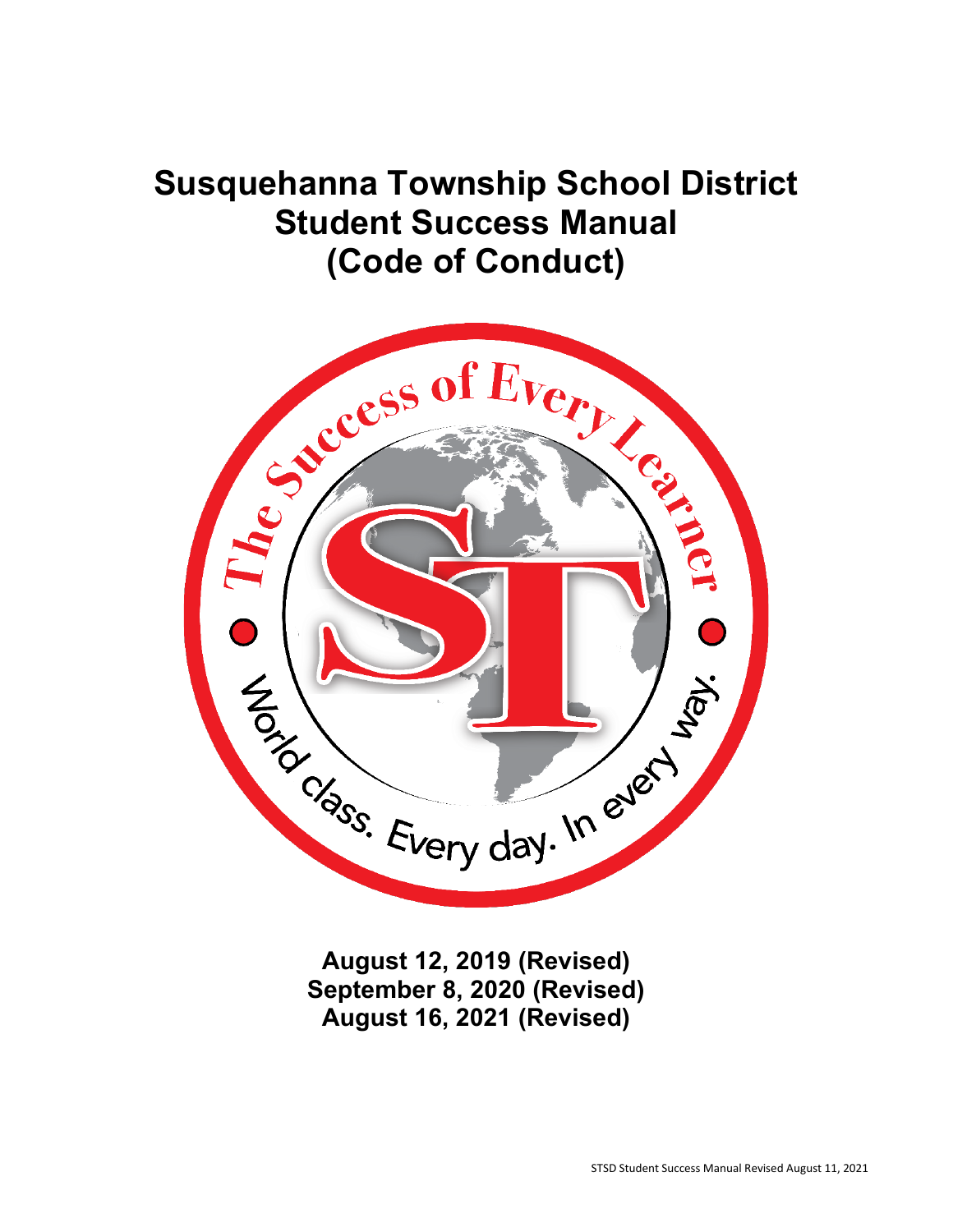# Susquehanna Township School District
# Student Success Manual
# (Code of Conduct)

**August 12, 2019 (Revised)**
**September 8, 2020 (Revised)**
**August 16, 2021 (Revised)**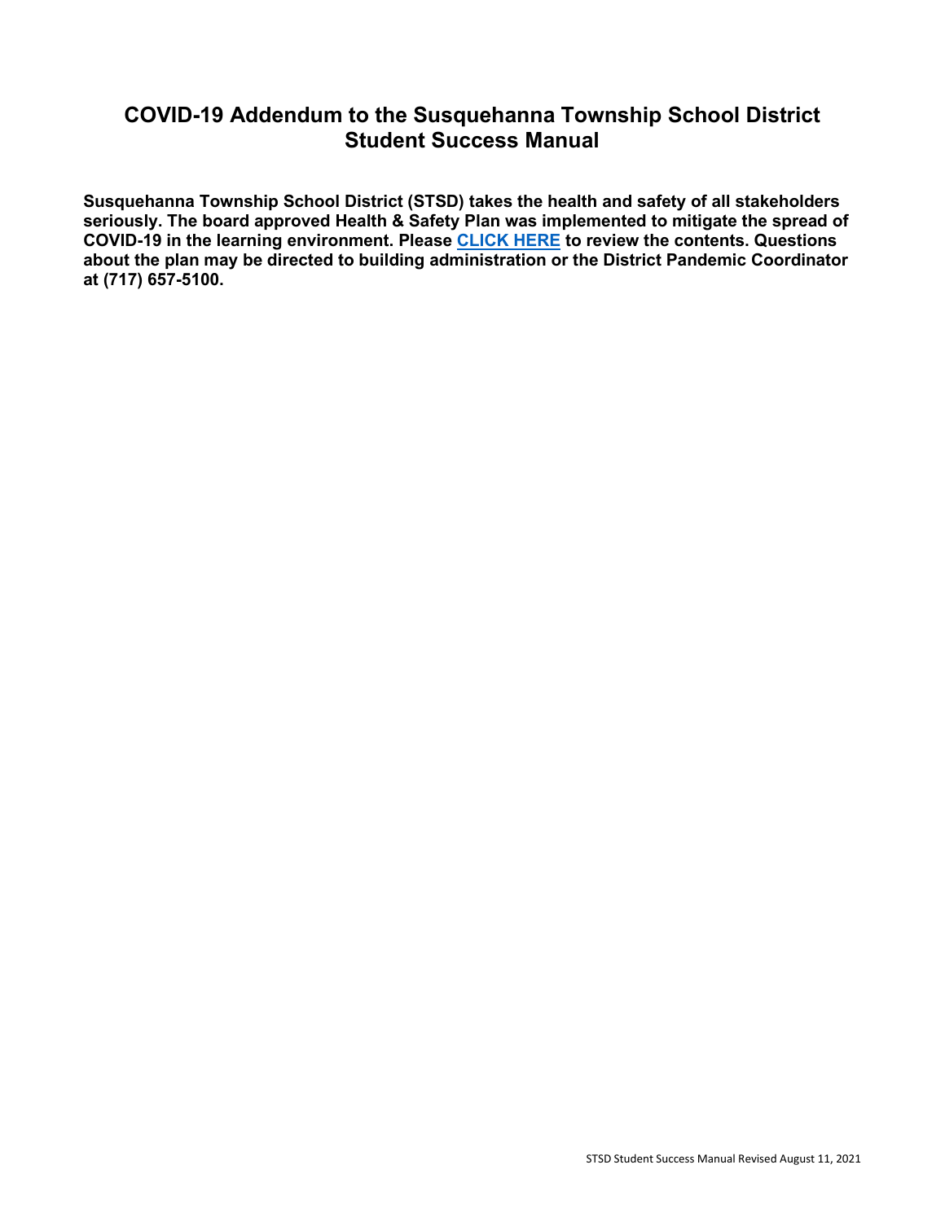# COVID-19 Addendum to the Susquehanna Township School District Student Success Manual

**Susquehanna Township School District (STSD) takes the health and safety of all stakeholders seriously. The board approved Health & Safety Plan was implemented to mitigate the spread of COVID-19 in the learning environment. Please CLICK HERE to review the contents. Questions about the plan may be directed to building administration or the District Pandemic Coordinator at (717) 657-5100.**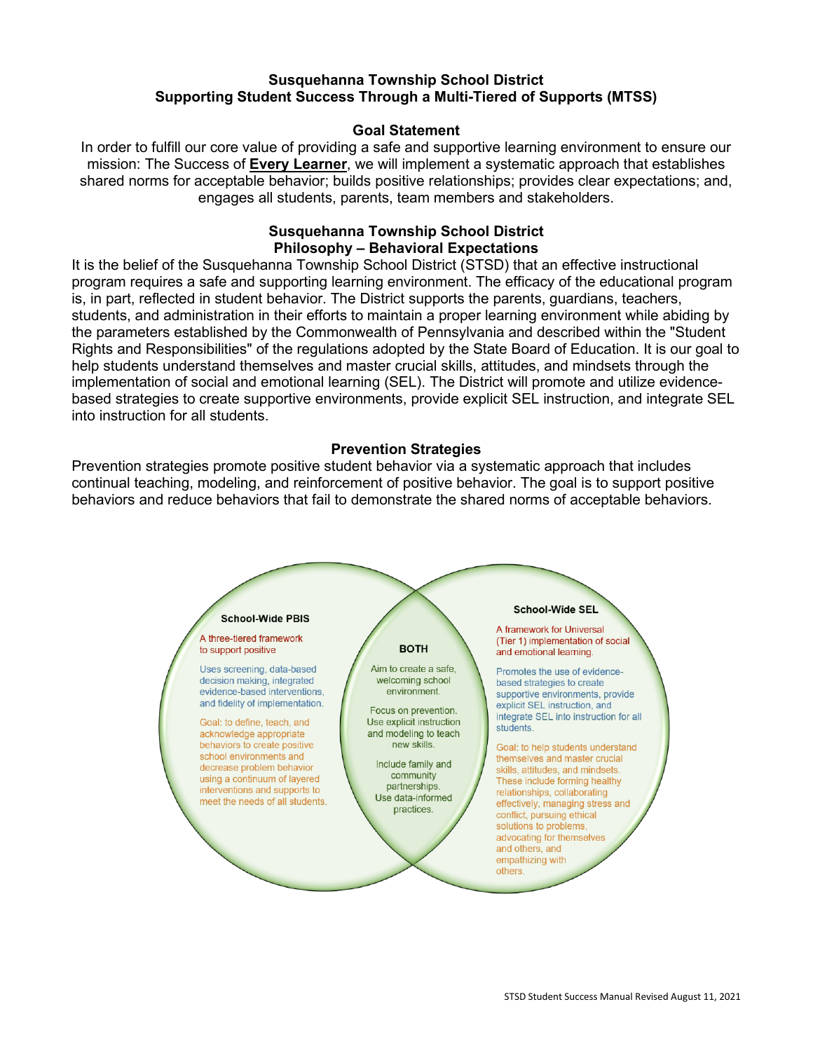## Susquehanna Township School District
## Supporting Student Success Through a Multi-Tiered of Supports (MTSS)

### Goal Statement

In order to fulfill our core value of providing a safe and supportive learning environment to ensure our mission: The Success of **Every Learner**, we will implement a systematic approach that establishes shared norms for acceptable behavior; builds positive relationships; provides clear expectations; and, engages all students, parents, team members and stakeholders.

## Susquehanna Township School District
## Philosophy – Behavioral Expectations

It is the belief of the Susquehanna Township School District (STSD) that an effective instructional program requires a safe and supporting learning environment. The efficacy of the educational program is, in part, reflected in student behavior. The District supports the parents, guardians, teachers, students, and administration in their efforts to maintain a proper learning environment while abiding by the parameters established by the Commonwealth of Pennsylvania and described within the "Student Rights and Responsibilities" of the regulations adopted by the State Board of Education. It is our goal to help students understand themselves and master crucial skills, attitudes, and mindsets through the implementation of social and emotional learning (SEL). The District will promote and utilize evidence-based strategies to create supportive environments, provide explicit SEL instruction, and integrate SEL into instruction for all students.

### Prevention Strategies

Prevention strategies promote positive student behavior via a systematic approach that includes continual teaching, modeling, and reinforcement of positive behavior. The goal is to support positive behaviors and reduce behaviors that fail to demonstrate the shared norms of acceptable behaviors.

**School-Wide PBIS**

A three-tiered framework to support positive

Uses screening, data-based decision making, integrated evidence-based interventions, and fidelity of implementation.

Goal: to define, teach, and acknowledge appropriate behaviors to create positive school environments and decrease problem behavior using a continuum of layered interventions and supports to meet the needs of all students.

**BOTH**

Aim to create a safe, welcoming school environment.

Focus on prevention. Use explicit instruction and modeling to teach new skills.

Include family and community partnerships. Use data-informed practices.

**School-Wide SEL**

A framework for Universal (Tier 1) implementation of social and emotional learning.

Promotes the use of evidence-based strategies to create supportive environments, provide explicit SEL instruction, and integrate SEL into instruction for all students.

Goal: to help students understand themselves and master crucial skills, attitudes, and mindsets. These include forming healthy relationships, collaborating effectively, managing stress and conflict, pursuing ethical solutions to problems, advocating for themselves and others, and empathizing with others.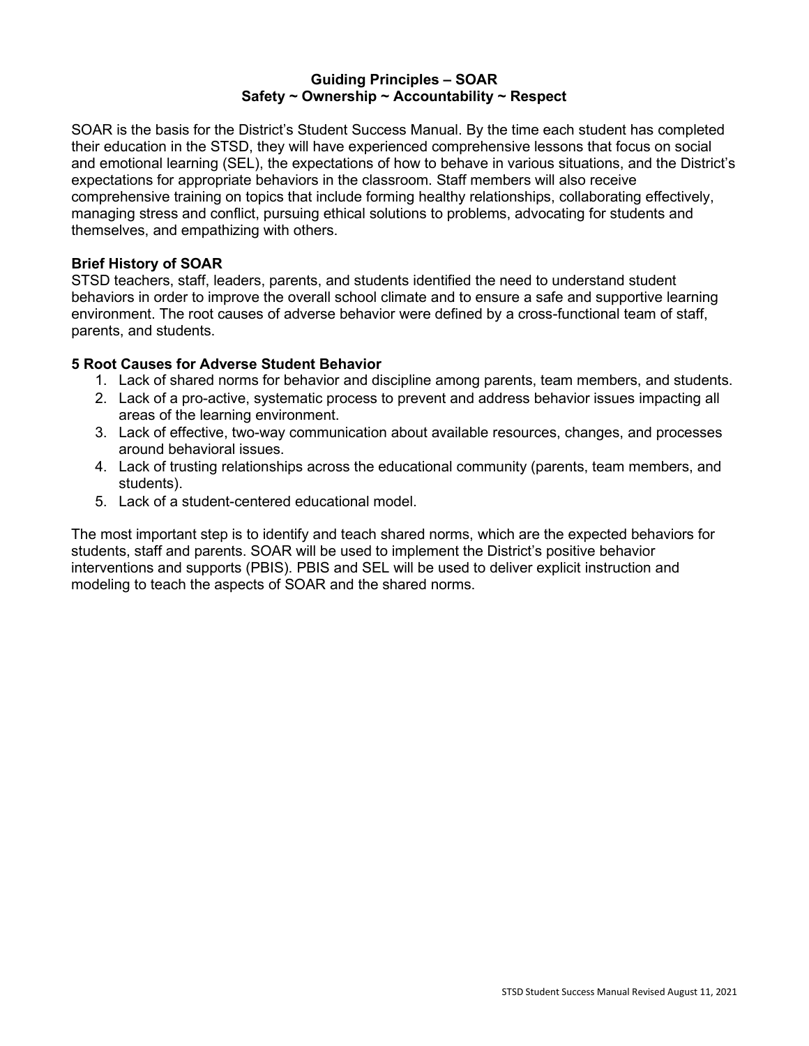**Guiding Principles – SOAR**
**Safety ~ Ownership ~ Accountability ~ Respect**

SOAR is the basis for the District's Student Success Manual. By the time each student has completed their education in the STSD, they will have experienced comprehensive lessons that focus on social and emotional learning (SEL), the expectations of how to behave in various situations, and the District's expectations for appropriate behaviors in the classroom. Staff members will also receive comprehensive training on topics that include forming healthy relationships, collaborating effectively, managing stress and conflict, pursuing ethical solutions to problems, advocating for students and themselves, and empathizing with others.

**Brief History of SOAR**

STSD teachers, staff, leaders, parents, and students identified the need to understand student behaviors in order to improve the overall school climate and to ensure a safe and supportive learning environment. The root causes of adverse behavior were defined by a cross-functional team of staff, parents, and students.

**5 Root Causes for Adverse Student Behavior**

1. Lack of shared norms for behavior and discipline among parents, team members, and students.
2. Lack of a pro-active, systematic process to prevent and address behavior issues impacting all areas of the learning environment.
3. Lack of effective, two-way communication about available resources, changes, and processes around behavioral issues.
4. Lack of trusting relationships across the educational community (parents, team members, and students).
5. Lack of a student-centered educational model.

The most important step is to identify and teach shared norms, which are the expected behaviors for students, staff and parents. SOAR will be used to implement the District's positive behavior interventions and supports (PBIS). PBIS and SEL will be used to deliver explicit instruction and modeling to teach the aspects of SOAR and the shared norms.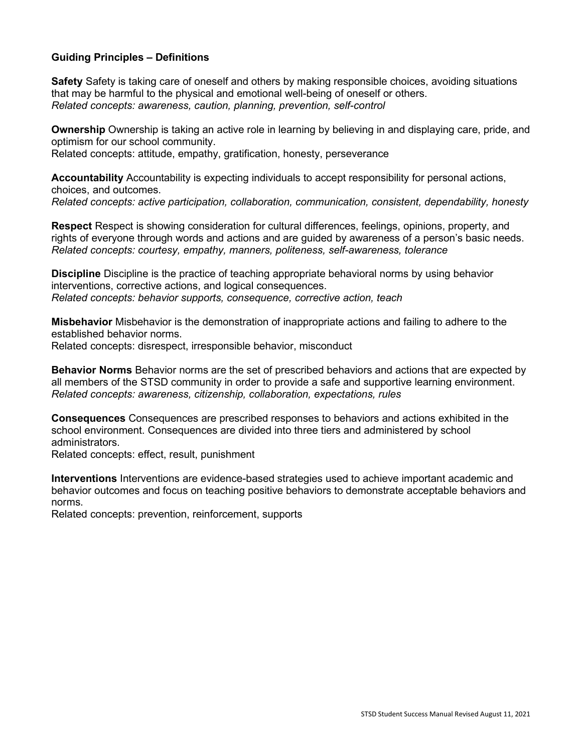**Guiding Principles – Definitions**

**Safety** Safety is taking care of oneself and others by making responsible choices, avoiding situations that may be harmful to the physical and emotional well-being of oneself or others.
*Related concepts: awareness, caution, planning, prevention, self-control*

**Ownership** Ownership is taking an active role in learning by believing in and displaying care, pride, and optimism for our school community.
Related concepts: attitude, empathy, gratification, honesty, perseverance

**Accountability** Accountability is expecting individuals to accept responsibility for personal actions, choices, and outcomes.
*Related concepts: active participation, collaboration, communication, consistent, dependability, honesty*

**Respect** Respect is showing consideration for cultural differences, feelings, opinions, property, and rights of everyone through words and actions and are guided by awareness of a person's basic needs.
*Related concepts: courtesy, empathy, manners, politeness, self-awareness, tolerance*

**Discipline** Discipline is the practice of teaching appropriate behavioral norms by using behavior interventions, corrective actions, and logical consequences.
*Related concepts: behavior supports, consequence, corrective action, teach*

**Misbehavior** Misbehavior is the demonstration of inappropriate actions and failing to adhere to the established behavior norms.
Related concepts: disrespect, irresponsible behavior, misconduct

**Behavior Norms** Behavior norms are the set of prescribed behaviors and actions that are expected by all members of the STSD community in order to provide a safe and supportive learning environment.
*Related concepts: awareness, citizenship, collaboration, expectations, rules*

**Consequences** Consequences are prescribed responses to behaviors and actions exhibited in the school environment. Consequences are divided into three tiers and administered by school administrators.
Related concepts: effect, result, punishment

**Interventions** Interventions are evidence-based strategies used to achieve important academic and behavior outcomes and focus on teaching positive behaviors to demonstrate acceptable behaviors and norms.
Related concepts: prevention, reinforcement, supports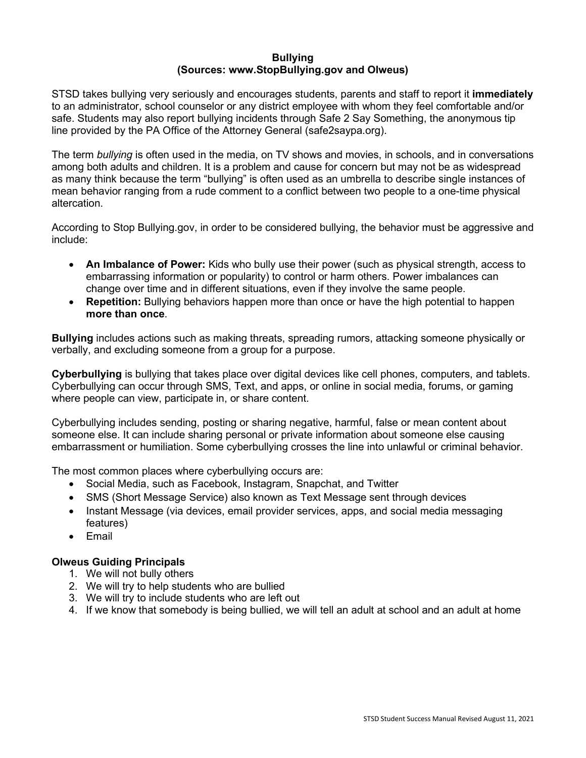## Bullying
### (Sources: www.StopBullying.gov and Olweus)

STSD takes bullying very seriously and encourages students, parents and staff to report it **immediately** to an administrator, school counselor or any district employee with whom they feel comfortable and/or safe. Students may also report bullying incidents through Safe 2 Say Something, the anonymous tip line provided by the PA Office of the Attorney General (safe2saypa.org).

The term *bullying* is often used in the media, on TV shows and movies, in schools, and in conversations among both adults and children. It is a problem and cause for concern but may not be as widespread as many think because the term "bullying" is often used as an umbrella to describe single instances of mean behavior ranging from a rude comment to a conflict between two people to a one-time physical altercation.

According to Stop Bullying.gov, in order to be considered bullying, the behavior must be aggressive and include:

- **An Imbalance of Power:** Kids who bully use their power (such as physical strength, access to embarrassing information or popularity) to control or harm others. Power imbalances can change over time and in different situations, even if they involve the same people.
- **Repetition:** Bullying behaviors happen more than once or have the high potential to happen **more than once**.

**Bullying** includes actions such as making threats, spreading rumors, attacking someone physically or verbally, and excluding someone from a group for a purpose.

**Cyberbullying** is bullying that takes place over digital devices like cell phones, computers, and tablets. Cyberbullying can occur through SMS, Text, and apps, or online in social media, forums, or gaming where people can view, participate in, or share content.

Cyberbullying includes sending, posting or sharing negative, harmful, false or mean content about someone else. It can include sharing personal or private information about someone else causing embarrassment or humiliation. Some cyberbullying crosses the line into unlawful or criminal behavior.

The most common places where cyberbullying occurs are:

- Social Media, such as Facebook, Instagram, Snapchat, and Twitter
- SMS (Short Message Service) also known as Text Message sent through devices
- Instant Message (via devices, email provider services, apps, and social media messaging features)
- Email

### Olweus Guiding Principals

1. We will not bully others
2. We will try to help students who are bullied
3. We will try to include students who are left out
4. If we know that somebody is being bullied, we will tell an adult at school and an adult at home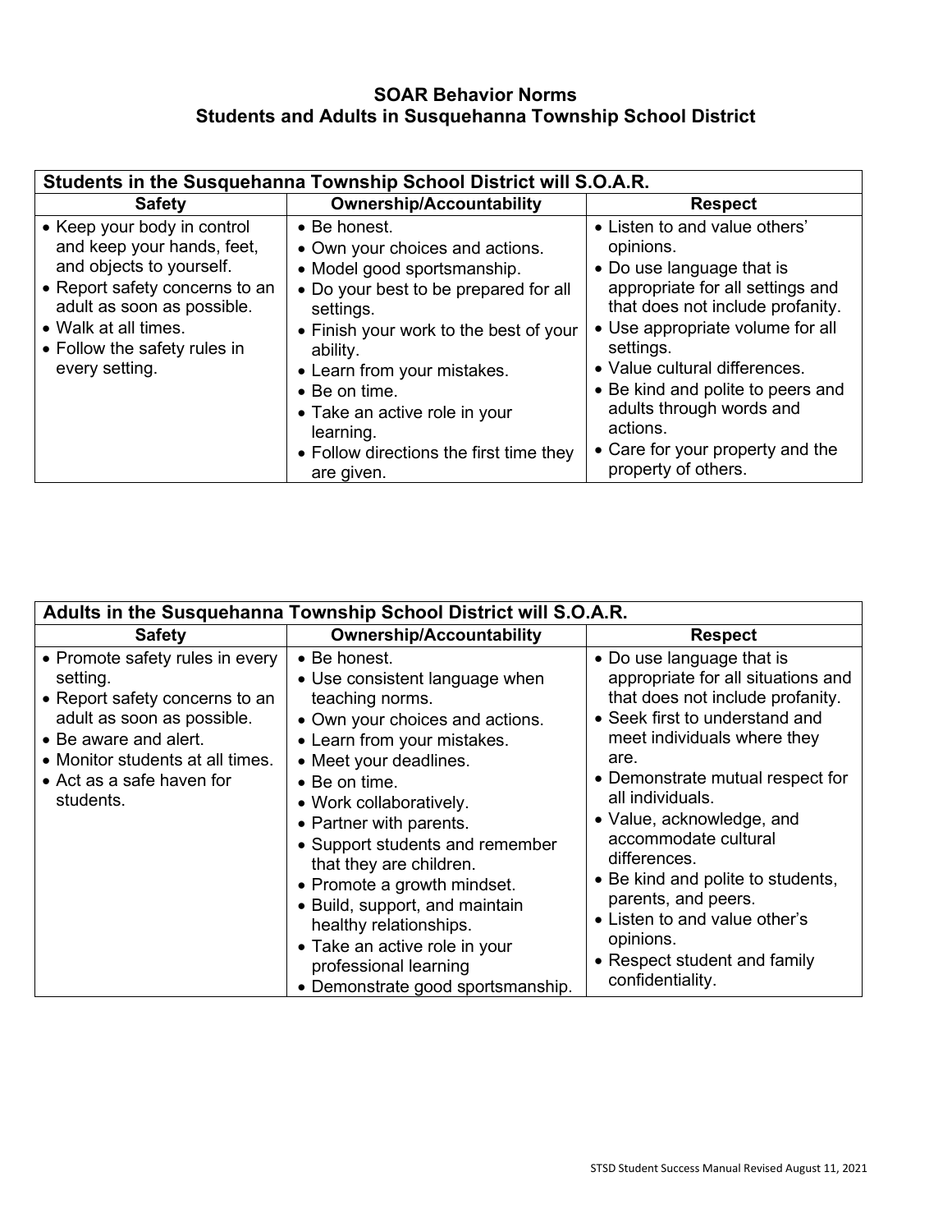## SOAR Behavior Norms
## Students and Adults in Susquehanna Township School District

| Students in the Susquehanna Township School District will S.O.A.R. | | |
|---|---|---|
| **Safety** | **Ownership/Accountability** | **Respect** |
| • Keep your body in control and keep your hands, feet, and objects to yourself.<br>• Report safety concerns to an adult as soon as possible.<br>• Walk at all times.<br>• Follow the safety rules in every setting. | • Be honest.<br>• Own your choices and actions.<br>• Model good sportsmanship.<br>• Do your best to be prepared for all settings.<br>• Finish your work to the best of your ability.<br>• Learn from your mistakes.<br>• Be on time.<br>• Take an active role in your learning.<br>• Follow directions the first time they are given. | • Listen to and value others' opinions.<br>• Do use language that is appropriate for all settings and that does not include profanity.<br>• Use appropriate volume for all settings.<br>• Value cultural differences.<br>• Be kind and polite to peers and adults through words and actions.<br>• Care for your property and the property of others. |

| Adults in the Susquehanna Township School District will S.O.A.R. | | |
|---|---|---|
| **Safety** | **Ownership/Accountability** | **Respect** |
| • Promote safety rules in every setting.<br>• Report safety concerns to an adult as soon as possible.<br>• Be aware and alert.<br>• Monitor students at all times.<br>• Act as a safe haven for students. | • Be honest.<br>• Use consistent language when teaching norms.<br>• Own your choices and actions.<br>• Learn from your mistakes.<br>• Meet your deadlines.<br>• Be on time.<br>• Work collaboratively.<br>• Partner with parents.<br>• Support students and remember that they are children.<br>• Promote a growth mindset.<br>• Build, support, and maintain healthy relationships.<br>• Take an active role in your professional learning<br>• Demonstrate good sportsmanship. | • Do use language that is appropriate for all situations and that does not include profanity.<br>• Seek first to understand and meet individuals where they are.<br>• Demonstrate mutual respect for all individuals.<br>• Value, acknowledge, and accommodate cultural differences.<br>• Be kind and polite to students, parents, and peers.<br>• Listen to and value other's opinions.<br>• Respect student and family confidentiality. |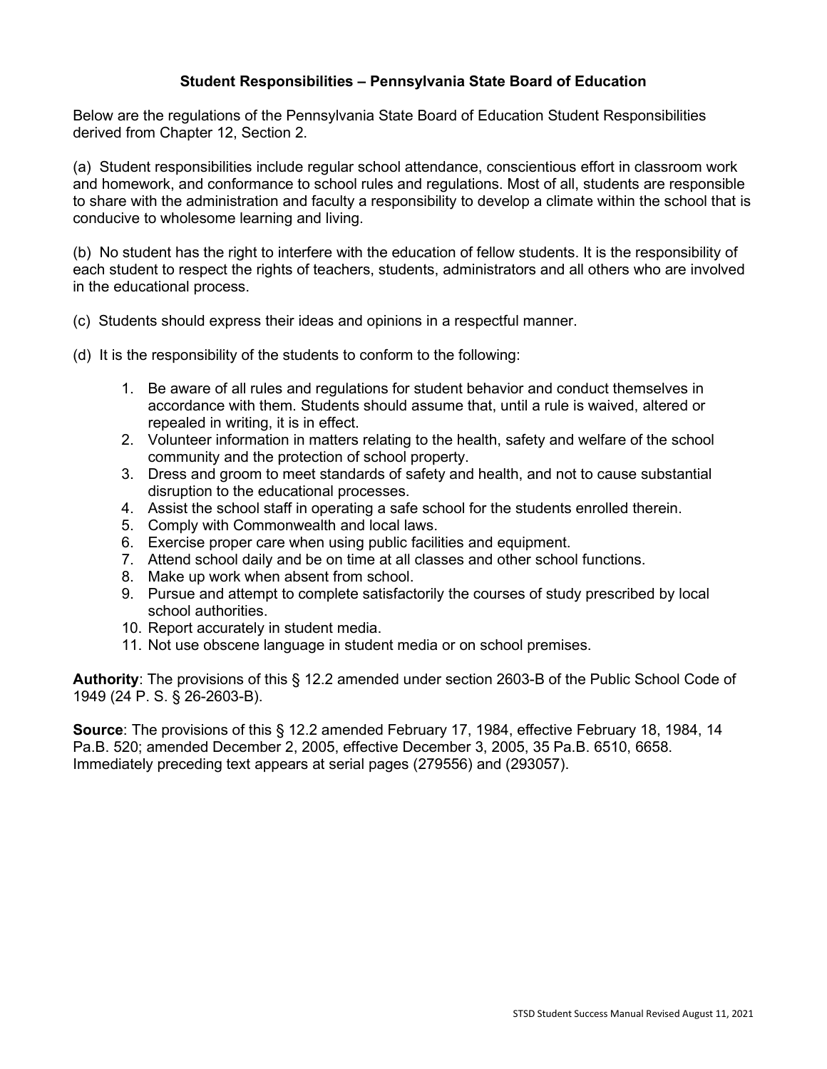## Student Responsibilities – Pennsylvania State Board of Education

Below are the regulations of the Pennsylvania State Board of Education Student Responsibilities derived from Chapter 12, Section 2.

(a) Student responsibilities include regular school attendance, conscientious effort in classroom work and homework, and conformance to school rules and regulations. Most of all, students are responsible to share with the administration and faculty a responsibility to develop a climate within the school that is conducive to wholesome learning and living.

(b) No student has the right to interfere with the education of fellow students. It is the responsibility of each student to respect the rights of teachers, students, administrators and all others who are involved in the educational process.

(c) Students should express their ideas and opinions in a respectful manner.

(d) It is the responsibility of the students to conform to the following:

1. Be aware of all rules and regulations for student behavior and conduct themselves in accordance with them. Students should assume that, until a rule is waived, altered or repealed in writing, it is in effect.
2. Volunteer information in matters relating to the health, safety and welfare of the school community and the protection of school property.
3. Dress and groom to meet standards of safety and health, and not to cause substantial disruption to the educational processes.
4. Assist the school staff in operating a safe school for the students enrolled therein.
5. Comply with Commonwealth and local laws.
6. Exercise proper care when using public facilities and equipment.
7. Attend school daily and be on time at all classes and other school functions.
8. Make up work when absent from school.
9. Pursue and attempt to complete satisfactorily the courses of study prescribed by local school authorities.
10. Report accurately in student media.
11. Not use obscene language in student media or on school premises.

**Authority**: The provisions of this § 12.2 amended under section 2603-B of the Public School Code of 1949 (24 P. S. § 26-2603-B).

**Source**: The provisions of this § 12.2 amended February 17, 1984, effective February 18, 1984, 14 Pa.B. 520; amended December 2, 2005, effective December 3, 2005, 35 Pa.B. 6510, 6658. Immediately preceding text appears at serial pages (279556) and (293057).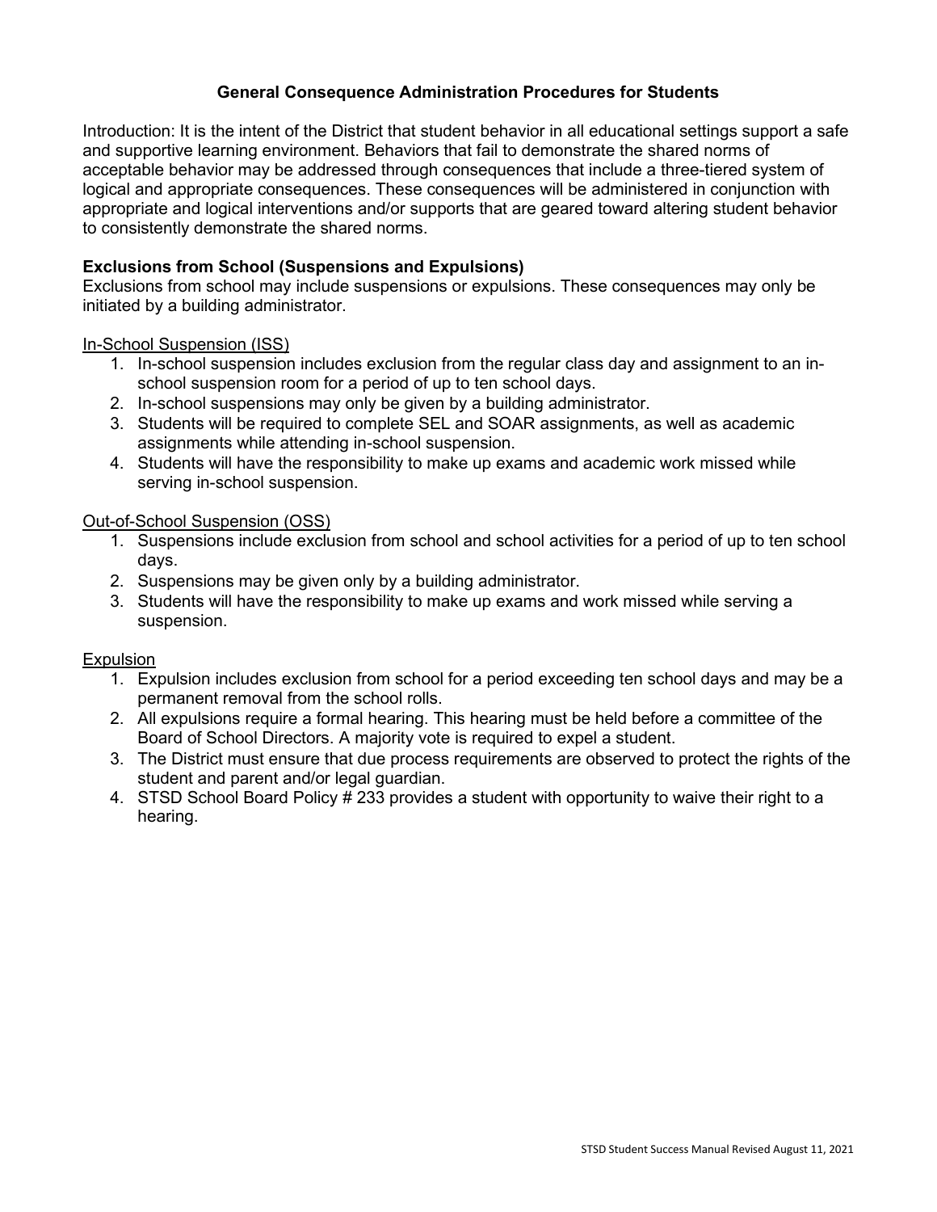## General Consequence Administration Procedures for Students

Introduction: It is the intent of the District that student behavior in all educational settings support a safe and supportive learning environment. Behaviors that fail to demonstrate the shared norms of acceptable behavior may be addressed through consequences that include a three-tiered system of logical and appropriate consequences. These consequences will be administered in conjunction with appropriate and logical interventions and/or supports that are geared toward altering student behavior to consistently demonstrate the shared norms.

### Exclusions from School (Suspensions and Expulsions)

Exclusions from school may include suspensions or expulsions. These consequences may only be initiated by a building administrator.

<u>In-School Suspension (ISS)</u>

1. In-school suspension includes exclusion from the regular class day and assignment to an in-school suspension room for a period of up to ten school days.
2. In-school suspensions may only be given by a building administrator.
3. Students will be required to complete SEL and SOAR assignments, as well as academic assignments while attending in-school suspension.
4. Students will have the responsibility to make up exams and academic work missed while serving in-school suspension.

<u>Out-of-School Suspension (OSS)</u>

1. Suspensions include exclusion from school and school activities for a period of up to ten school days.
2. Suspensions may be given only by a building administrator.
3. Students will have the responsibility to make up exams and work missed while serving a suspension.

<u>Expulsion</u>

1. Expulsion includes exclusion from school for a period exceeding ten school days and may be a permanent removal from the school rolls.
2. All expulsions require a formal hearing. This hearing must be held before a committee of the Board of School Directors. A majority vote is required to expel a student.
3. The District must ensure that due process requirements are observed to protect the rights of the student and parent and/or legal guardian.
4. STSD School Board Policy # 233 provides a student with opportunity to waive their right to a hearing.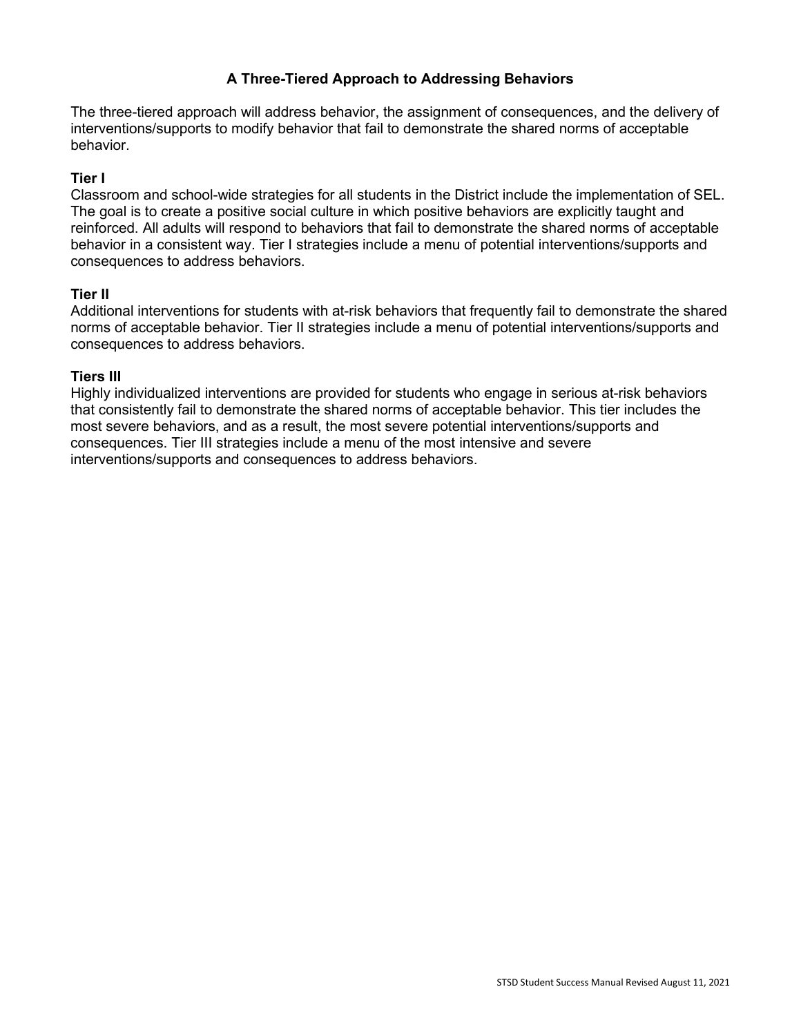## A Three-Tiered Approach to Addressing Behaviors

The three-tiered approach will address behavior, the assignment of consequences, and the delivery of interventions/supports to modify behavior that fail to demonstrate the shared norms of acceptable behavior.

### Tier I

Classroom and school-wide strategies for all students in the District include the implementation of SEL. The goal is to create a positive social culture in which positive behaviors are explicitly taught and reinforced. All adults will respond to behaviors that fail to demonstrate the shared norms of acceptable behavior in a consistent way. Tier I strategies include a menu of potential interventions/supports and consequences to address behaviors.

### Tier II

Additional interventions for students with at-risk behaviors that frequently fail to demonstrate the shared norms of acceptable behavior. Tier II strategies include a menu of potential interventions/supports and consequences to address behaviors.

### Tiers III

Highly individualized interventions are provided for students who engage in serious at-risk behaviors that consistently fail to demonstrate the shared norms of acceptable behavior. This tier includes the most severe behaviors, and as a result, the most severe potential interventions/supports and consequences. Tier III strategies include a menu of the most intensive and severe interventions/supports and consequences to address behaviors.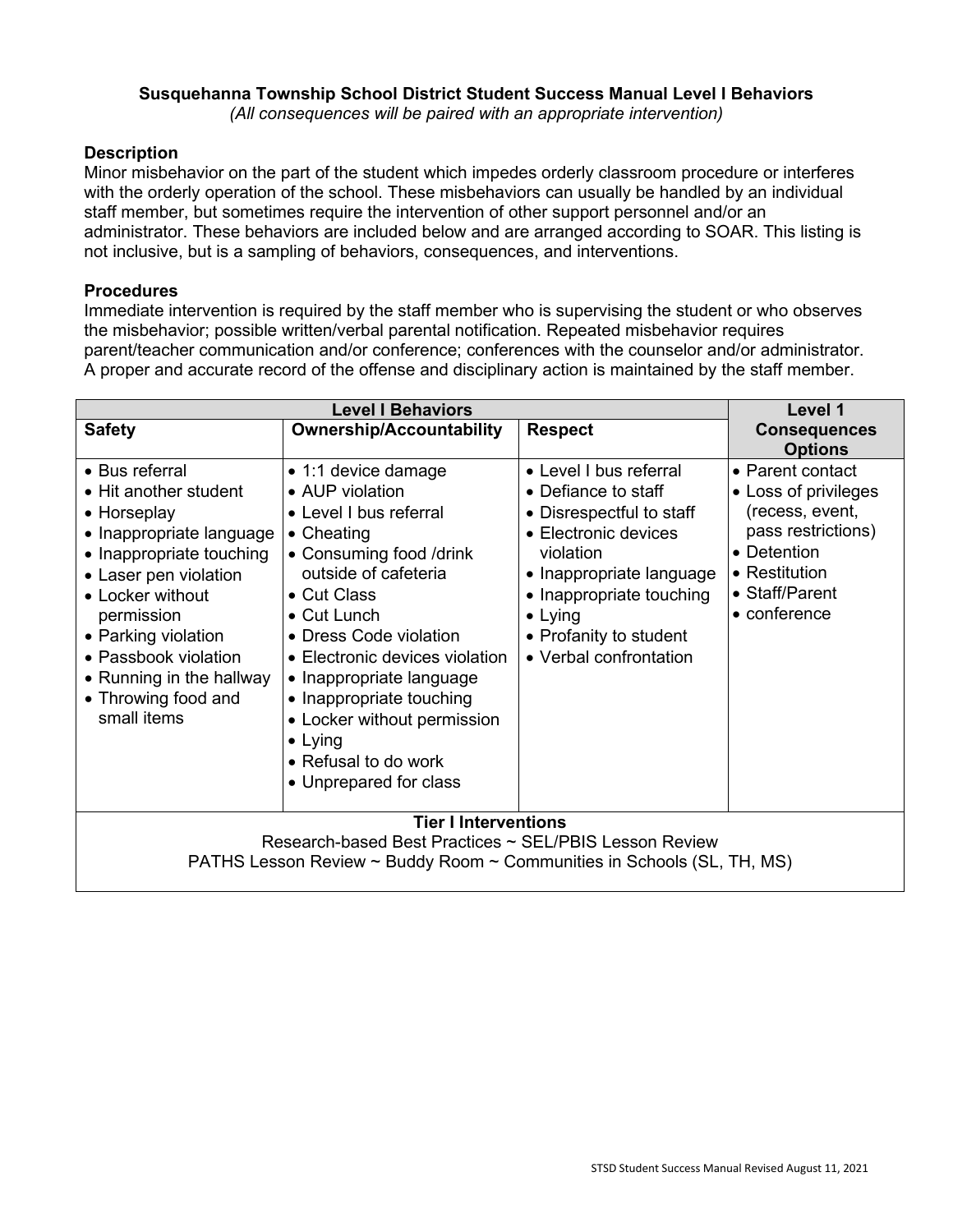## Susquehanna Township School District Student Success Manual Level I Behaviors

*(All consequences will be paired with an appropriate intervention)*

### Description

Minor misbehavior on the part of the student which impedes orderly classroom procedure or interferes with the orderly operation of the school. These misbehaviors can usually be handled by an individual staff member, but sometimes require the intervention of other support personnel and/or an administrator. These behaviors are included below and are arranged according to SOAR. This listing is not inclusive, but is a sampling of behaviors, consequences, and interventions.

### Procedures

Immediate intervention is required by the staff member who is supervising the student or who observes the misbehavior; possible written/verbal parental notification. Repeated misbehavior requires parent/teacher communication and/or conference; conferences with the counselor and/or administrator. A proper and accurate record of the offense and disciplinary action is maintained by the staff member.

| Level I Behaviors | | | Level 1 |
|---|---|---|---|
| **Safety** | **Ownership/Accountability** | **Respect** | **Consequences Options** |
| • Bus referral<br>• Hit another student<br>• Horseplay<br>• Inappropriate language<br>• Inappropriate touching<br>• Laser pen violation<br>• Locker without permission<br>• Parking violation<br>• Passbook violation<br>• Running in the hallway<br>• Throwing food and small items | • 1:1 device damage<br>• AUP violation<br>• Level I bus referral<br>• Cheating<br>• Consuming food /drink outside of cafeteria<br>• Cut Class<br>• Cut Lunch<br>• Dress Code violation<br>• Electronic devices violation<br>• Inappropriate language<br>• Inappropriate touching<br>• Locker without permission<br>• Lying<br>• Refusal to do work<br>• Unprepared for class | • Level I bus referral<br>• Defiance to staff<br>• Disrespectful to staff<br>• Electronic devices violation<br>• Inappropriate language<br>• Inappropriate touching<br>• Lying<br>• Profanity to student<br>• Verbal confrontation | • Parent contact<br>• Loss of privileges (recess, event, pass restrictions)<br>• Detention<br>• Restitution<br>• Staff/Parent<br>• conference |
| **Tier I Interventions**<br>Research-based Best Practices ~ SEL/PBIS Lesson Review<br>PATHS Lesson Review ~ Buddy Room ~ Communities in Schools (SL, TH, MS) | | | |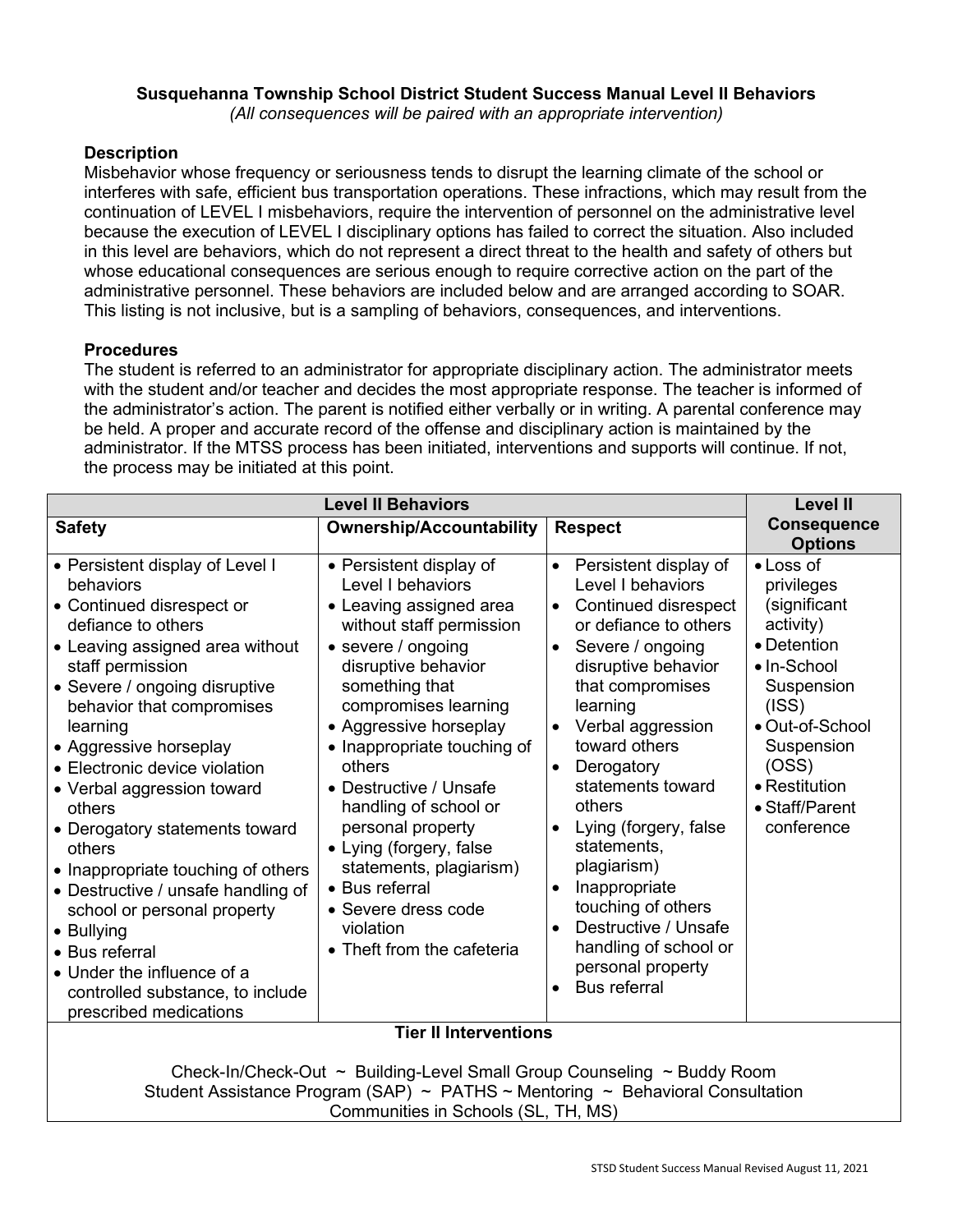**Susquehanna Township School District Student Success Manual Level II Behaviors**

*(All consequences will be paired with an appropriate intervention)*

**Description**

Misbehavior whose frequency or seriousness tends to disrupt the learning climate of the school or interferes with safe, efficient bus transportation operations. These infractions, which may result from the continuation of LEVEL I misbehaviors, require the intervention of personnel on the administrative level because the execution of LEVEL I disciplinary options has failed to correct the situation. Also included in this level are behaviors, which do not represent a direct threat to the health and safety of others but whose educational consequences are serious enough to require corrective action on the part of the administrative personnel. These behaviors are included below and are arranged according to SOAR. This listing is not inclusive, but is a sampling of behaviors, consequences, and interventions.

**Procedures**

The student is referred to an administrator for appropriate disciplinary action. The administrator meets with the student and/or teacher and decides the most appropriate response. The teacher is informed of the administrator's action. The parent is notified either verbally or in writing. A parental conference may be held. A proper and accurate record of the offense and disciplinary action is maintained by the administrator. If the MTSS process has been initiated, interventions and supports will continue. If not, the process may be initiated at this point.

| Level II Behaviors | | | Level II Consequence Options |
|---|---|---|---|
| **Safety** | **Ownership/Accountability** | **Respect** | |
| • Persistent display of Level I behaviors<br>• Continued disrespect or defiance to others<br>• Leaving assigned area without staff permission<br>• Severe / ongoing disruptive behavior that compromises learning<br>• Aggressive horseplay<br>• Electronic device violation<br>• Verbal aggression toward others<br>• Derogatory statements toward others<br>• Inappropriate touching of others<br>• Destructive / unsafe handling of school or personal property<br>• Bullying<br>• Bus referral<br>• Under the influence of a controlled substance, to include prescribed medications | • Persistent display of Level I behaviors<br>• Leaving assigned area without staff permission<br>• severe / ongoing disruptive behavior something that compromises learning<br>• Aggressive horseplay<br>• Inappropriate touching of others<br>• Destructive / Unsafe handling of school or personal property<br>• Lying (forgery, false statements, plagiarism)<br>• Bus referral<br>• Severe dress code violation<br>• Theft from the cafeteria | • Persistent display of Level I behaviors<br>• Continued disrespect or defiance to others<br>• Severe / ongoing disruptive behavior that compromises learning<br>• Verbal aggression toward others<br>• Derogatory statements toward others<br>• Lying (forgery, false statements, plagiarism)<br>• Inappropriate touching of others<br>• Destructive / Unsafe handling of school or personal property<br>• Bus referral | • Loss of privileges (significant activity)<br>• Detention<br>• In-School Suspension (ISS)<br>• Out-of-School Suspension (OSS)<br>• Restitution<br>• Staff/Parent conference |
| **Tier II Interventions**<br><br>Check-In/Check-Out ~ Building-Level Small Group Counseling ~ Buddy Room<br>Student Assistance Program (SAP) ~ PATHS ~ Mentoring ~ Behavioral Consultation<br>Communities in Schools (SL, TH, MS) | | | |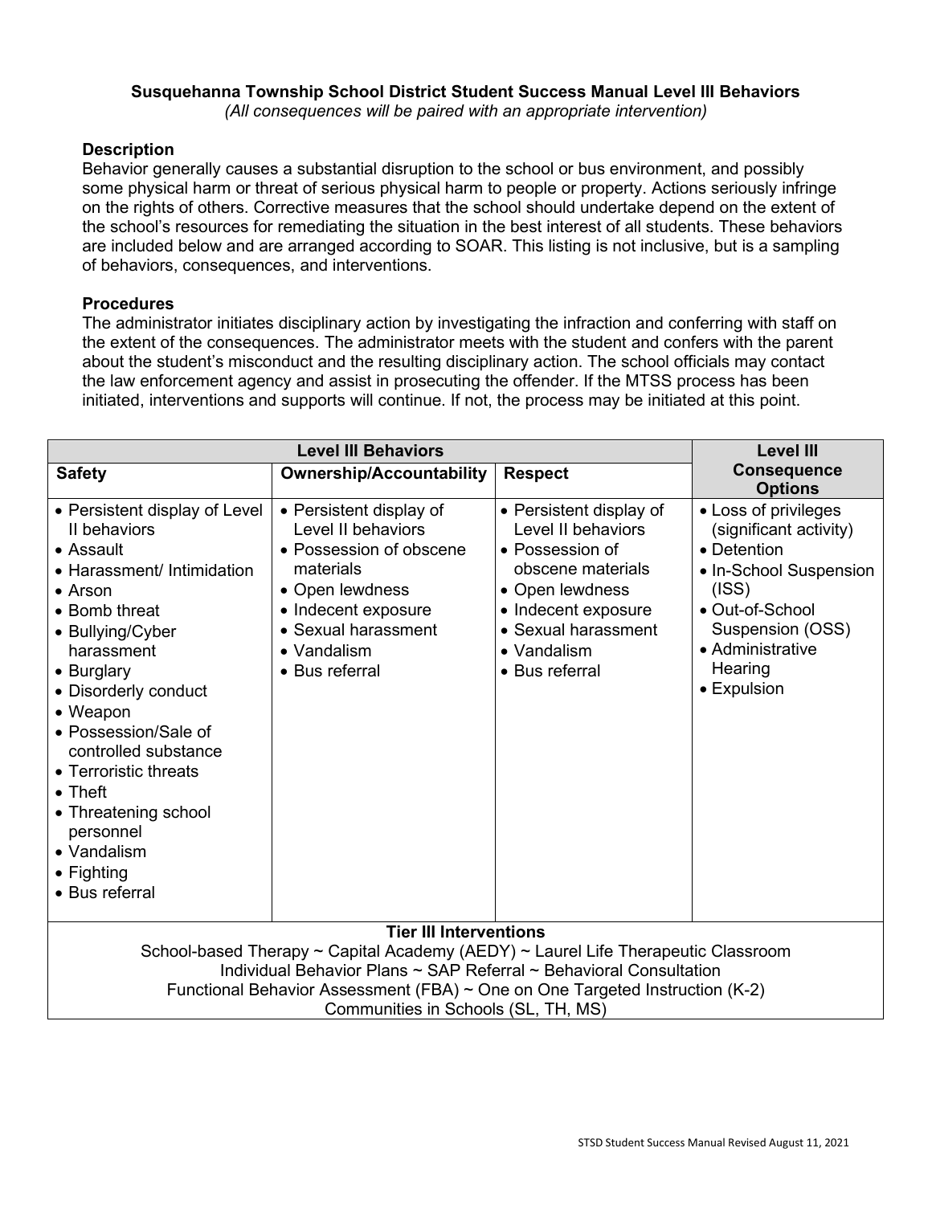**Susquehanna Township School District Student Success Manual Level III Behaviors**

*(All consequences will be paired with an appropriate intervention)*

**Description**

Behavior generally causes a substantial disruption to the school or bus environment, and possibly some physical harm or threat of serious physical harm to people or property. Actions seriously infringe on the rights of others. Corrective measures that the school should undertake depend on the extent of the school's resources for remediating the situation in the best interest of all students. These behaviors are included below and are arranged according to SOAR. This listing is not inclusive, but is a sampling of behaviors, consequences, and interventions.

**Procedures**

The administrator initiates disciplinary action by investigating the infraction and conferring with staff on the extent of the consequences. The administrator meets with the student and confers with the parent about the student's misconduct and the resulting disciplinary action. The school officials may contact the law enforcement agency and assist in prosecuting the offender. If the MTSS process has been initiated, interventions and supports will continue. If not, the process may be initiated at this point.

| Level III Behaviors | | | Level III Consequence Options |
|---|---|---|---|
| **Safety** | **Ownership/Accountability** | **Respect** | |
| • Persistent display of Level II behaviors<br>• Assault<br>• Harassment/ Intimidation<br>• Arson<br>• Bomb threat<br>• Bullying/Cyber harassment<br>• Burglary<br>• Disorderly conduct<br>• Weapon<br>• Possession/Sale of controlled substance<br>• Terroristic threats<br>• Theft<br>• Threatening school personnel<br>• Vandalism<br>• Fighting<br>• Bus referral | • Persistent display of Level II behaviors<br>• Possession of obscene materials<br>• Open lewdness<br>• Indecent exposure<br>• Sexual harassment<br>• Vandalism<br>• Bus referral | • Persistent display of Level II behaviors<br>• Possession of obscene materials<br>• Open lewdness<br>• Indecent exposure<br>• Sexual harassment<br>• Vandalism<br>• Bus referral | • Loss of privileges (significant activity)<br>• Detention<br>• In-School Suspension (ISS)<br>• Out-of-School Suspension (OSS)<br>• Administrative Hearing<br>• Expulsion |
| **Tier III Interventions**<br>School-based Therapy ~ Capital Academy (AEDY) ~ Laurel Life Therapeutic Classroom<br>Individual Behavior Plans ~ SAP Referral ~ Behavioral Consultation<br>Functional Behavior Assessment (FBA) ~ One on One Targeted Instruction (K-2)<br>Communities in Schools (SL, TH, MS) | | | |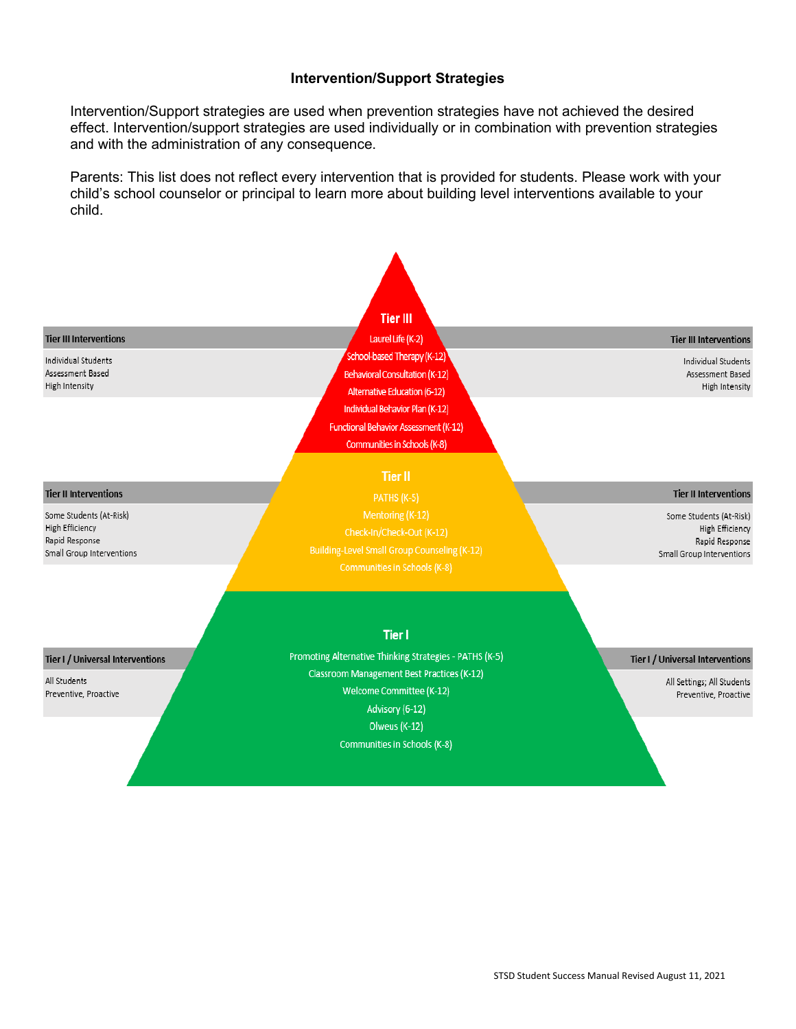## Intervention/Support Strategies

Intervention/Support strategies are used when prevention strategies have not achieved the desired effect. Intervention/support strategies are used individually or in combination with prevention strategies and with the administration of any consequence.

Parents: This list does not reflect every intervention that is provided for students. Please work with your child's school counselor or principal to learn more about building level interventions available to your child.

**Tier III Interventions**

Individual Students
Assessment Based
High Intensity

**Tier III**

- Laurel Life (K-2)
- School-based Therapy (K-12)
- Behavioral Consultation (K-12)
- Alternative Education (6-12)
- Individual Behavior Plan (K-12)
- Functional Behavior Assessment (K-12)
- Communities in Schools (K-8)

**Tier II Interventions**

Some Students (At-Risk)
High Efficiency
Rapid Response
Small Group Interventions

**Tier II**

- PATHS (K-5)
- Mentoring (K-12)
- Check-In/Check-Out (K-12)
- Building-Level Small Group Counseling (K-12)
- Communities in Schools (K-8)

**Tier I / Universal Interventions**

All Students
Preventive, Proactive

All Settings; All Students
Preventive, Proactive

**Tier I**

- Promoting Alternative Thinking Strategies - PATHS (K-5)
- Classroom Management Best Practices (K-12)
- Welcome Committee (K-12)
- Advisory (6-12)
- Olweus (K-12)
- Communities in Schools (K-8)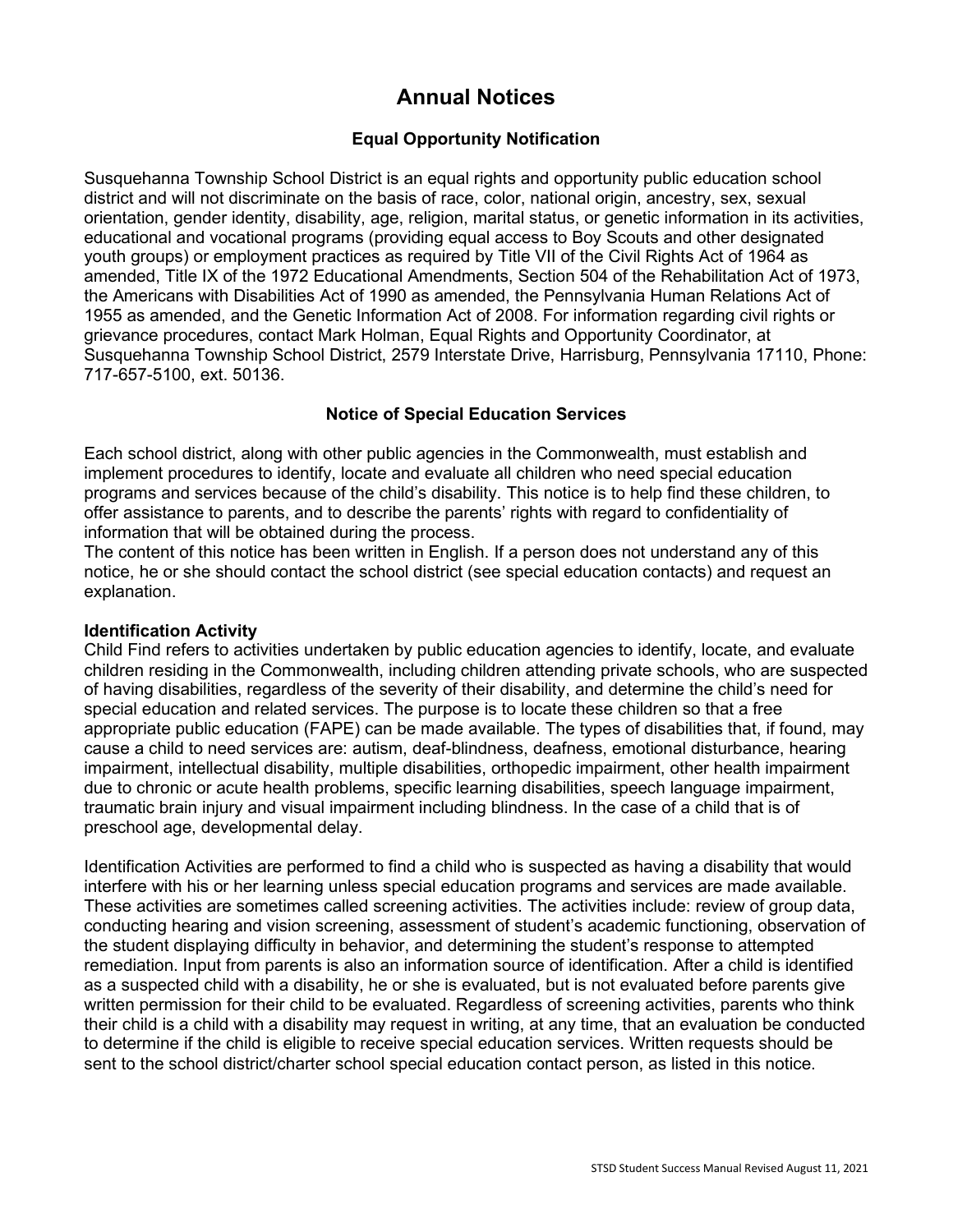# Annual Notices

## Equal Opportunity Notification

Susquehanna Township School District is an equal rights and opportunity public education school district and will not discriminate on the basis of race, color, national origin, ancestry, sex, sexual orientation, gender identity, disability, age, religion, marital status, or genetic information in its activities, educational and vocational programs (providing equal access to Boy Scouts and other designated youth groups) or employment practices as required by Title VII of the Civil Rights Act of 1964 as amended, Title IX of the 1972 Educational Amendments, Section 504 of the Rehabilitation Act of 1973, the Americans with Disabilities Act of 1990 as amended, the Pennsylvania Human Relations Act of 1955 as amended, and the Genetic Information Act of 2008. For information regarding civil rights or grievance procedures, contact Mark Holman, Equal Rights and Opportunity Coordinator, at Susquehanna Township School District, 2579 Interstate Drive, Harrisburg, Pennsylvania 17110, Phone: 717-657-5100, ext. 50136.

## Notice of Special Education Services

Each school district, along with other public agencies in the Commonwealth, must establish and implement procedures to identify, locate and evaluate all children who need special education programs and services because of the child's disability. This notice is to help find these children, to offer assistance to parents, and to describe the parents' rights with regard to confidentiality of information that will be obtained during the process.

The content of this notice has been written in English. If a person does not understand any of this notice, he or she should contact the school district (see special education contacts) and request an explanation.

**Identification Activity**

Child Find refers to activities undertaken by public education agencies to identify, locate, and evaluate children residing in the Commonwealth, including children attending private schools, who are suspected of having disabilities, regardless of the severity of their disability, and determine the child's need for special education and related services. The purpose is to locate these children so that a free appropriate public education (FAPE) can be made available. The types of disabilities that, if found, may cause a child to need services are: autism, deaf-blindness, deafness, emotional disturbance, hearing impairment, intellectual disability, multiple disabilities, orthopedic impairment, other health impairment due to chronic or acute health problems, specific learning disabilities, speech language impairment, traumatic brain injury and visual impairment including blindness. In the case of a child that is of preschool age, developmental delay.

Identification Activities are performed to find a child who is suspected as having a disability that would interfere with his or her learning unless special education programs and services are made available. These activities are sometimes called screening activities. The activities include: review of group data, conducting hearing and vision screening, assessment of student's academic functioning, observation of the student displaying difficulty in behavior, and determining the student's response to attempted remediation. Input from parents is also an information source of identification. After a child is identified as a suspected child with a disability, he or she is evaluated, but is not evaluated before parents give written permission for their child to be evaluated. Regardless of screening activities, parents who think their child is a child with a disability may request in writing, at any time, that an evaluation be conducted to determine if the child is eligible to receive special education services. Written requests should be sent to the school district/charter school special education contact person, as listed in this notice.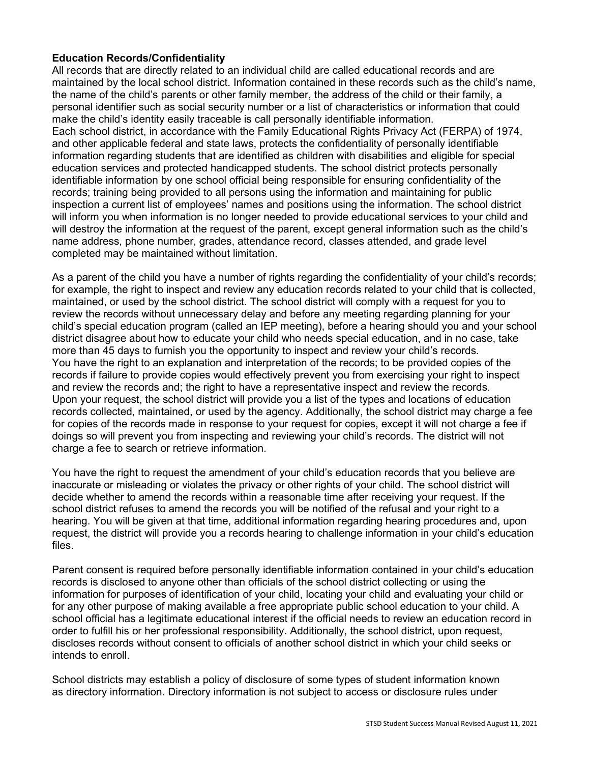**Education Records/Confidentiality**

All records that are directly related to an individual child are called educational records and are maintained by the local school district. Information contained in these records such as the child's name, the name of the child's parents or other family member, the address of the child or their family, a personal identifier such as social security number or a list of characteristics or information that could make the child's identity easily traceable is call personally identifiable information.

Each school district, in accordance with the Family Educational Rights Privacy Act (FERPA) of 1974, and other applicable federal and state laws, protects the confidentiality of personally identifiable information regarding students that are identified as children with disabilities and eligible for special education services and protected handicapped students. The school district protects personally identifiable information by one school official being responsible for ensuring confidentiality of the records; training being provided to all persons using the information and maintaining for public inspection a current list of employees' names and positions using the information. The school district will inform you when information is no longer needed to provide educational services to your child and will destroy the information at the request of the parent, except general information such as the child's name address, phone number, grades, attendance record, classes attended, and grade level completed may be maintained without limitation.

As a parent of the child you have a number of rights regarding the confidentiality of your child's records; for example, the right to inspect and review any education records related to your child that is collected, maintained, or used by the school district. The school district will comply with a request for you to review the records without unnecessary delay and before any meeting regarding planning for your child's special education program (called an IEP meeting), before a hearing should you and your school district disagree about how to educate your child who needs special education, and in no case, take more than 45 days to furnish you the opportunity to inspect and review your child's records.

You have the right to an explanation and interpretation of the records; to be provided copies of the records if failure to provide copies would effectively prevent you from exercising your right to inspect and review the records and; the right to have a representative inspect and review the records.

Upon your request, the school district will provide you a list of the types and locations of education records collected, maintained, or used by the agency. Additionally, the school district may charge a fee for copies of the records made in response to your request for copies, except it will not charge a fee if doings so will prevent you from inspecting and reviewing your child's records. The district will not charge a fee to search or retrieve information.

You have the right to request the amendment of your child's education records that you believe are inaccurate or misleading or violates the privacy or other rights of your child. The school district will decide whether to amend the records within a reasonable time after receiving your request. If the school district refuses to amend the records you will be notified of the refusal and your right to a hearing. You will be given at that time, additional information regarding hearing procedures and, upon request, the district will provide you a records hearing to challenge information in your child's education files.

Parent consent is required before personally identifiable information contained in your child's education records is disclosed to anyone other than officials of the school district collecting or using the information for purposes of identification of your child, locating your child and evaluating your child or for any other purpose of making available a free appropriate public school education to your child. A school official has a legitimate educational interest if the official needs to review an education record in order to fulfill his or her professional responsibility. Additionally, the school district, upon request, discloses records without consent to officials of another school district in which your child seeks or intends to enroll.

School districts may establish a policy of disclosure of some types of student information known as directory information. Directory information is not subject to access or disclosure rules under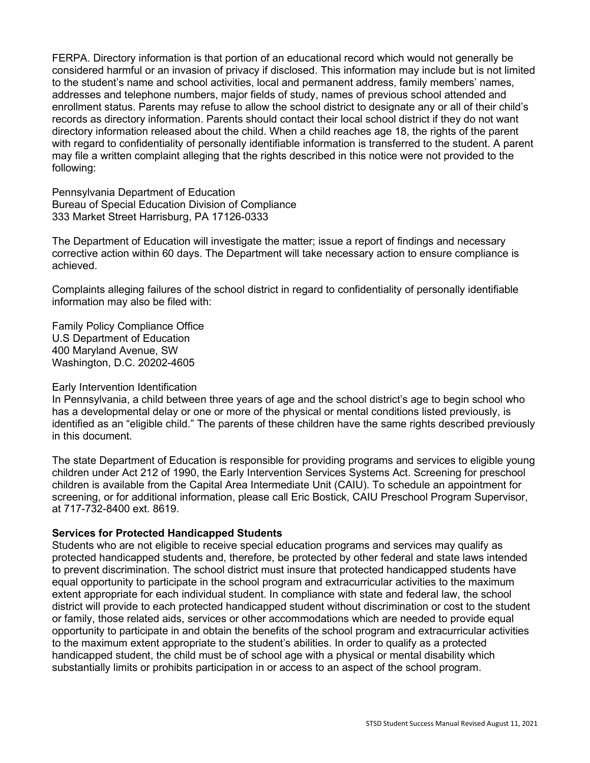FERPA. Directory information is that portion of an educational record which would not generally be considered harmful or an invasion of privacy if disclosed. This information may include but is not limited to the student's name and school activities, local and permanent address, family members' names, addresses and telephone numbers, major fields of study, names of previous school attended and enrollment status. Parents may refuse to allow the school district to designate any or all of their child's records as directory information. Parents should contact their local school district if they do not want directory information released about the child. When a child reaches age 18, the rights of the parent with regard to confidentiality of personally identifiable information is transferred to the student. A parent may file a written complaint alleging that the rights described in this notice were not provided to the following:

Pennsylvania Department of Education
Bureau of Special Education Division of Compliance
333 Market Street Harrisburg, PA 17126-0333

The Department of Education will investigate the matter; issue a report of findings and necessary corrective action within 60 days. The Department will take necessary action to ensure compliance is achieved.

Complaints alleging failures of the school district in regard to confidentiality of personally identifiable information may also be filed with:

Family Policy Compliance Office
U.S Department of Education
400 Maryland Avenue, SW
Washington, D.C. 20202-4605

Early Intervention Identification
In Pennsylvania, a child between three years of age and the school district's age to begin school who has a developmental delay or one or more of the physical or mental conditions listed previously, is identified as an "eligible child." The parents of these children have the same rights described previously in this document.

The state Department of Education is responsible for providing programs and services to eligible young children under Act 212 of 1990, the Early Intervention Services Systems Act. Screening for preschool children is available from the Capital Area Intermediate Unit (CAIU). To schedule an appointment for screening, or for additional information, please call Eric Bostick, CAIU Preschool Program Supervisor, at 717-732-8400 ext. 8619.

**Services for Protected Handicapped Students**
Students who are not eligible to receive special education programs and services may qualify as protected handicapped students and, therefore, be protected by other federal and state laws intended to prevent discrimination. The school district must insure that protected handicapped students have equal opportunity to participate in the school program and extracurricular activities to the maximum extent appropriate for each individual student. In compliance with state and federal law, the school district will provide to each protected handicapped student without discrimination or cost to the student or family, those related aids, services or other accommodations which are needed to provide equal opportunity to participate in and obtain the benefits of the school program and extracurricular activities to the maximum extent appropriate to the student's abilities. In order to qualify as a protected handicapped student, the child must be of school age with a physical or mental disability which substantially limits or prohibits participation in or access to an aspect of the school program.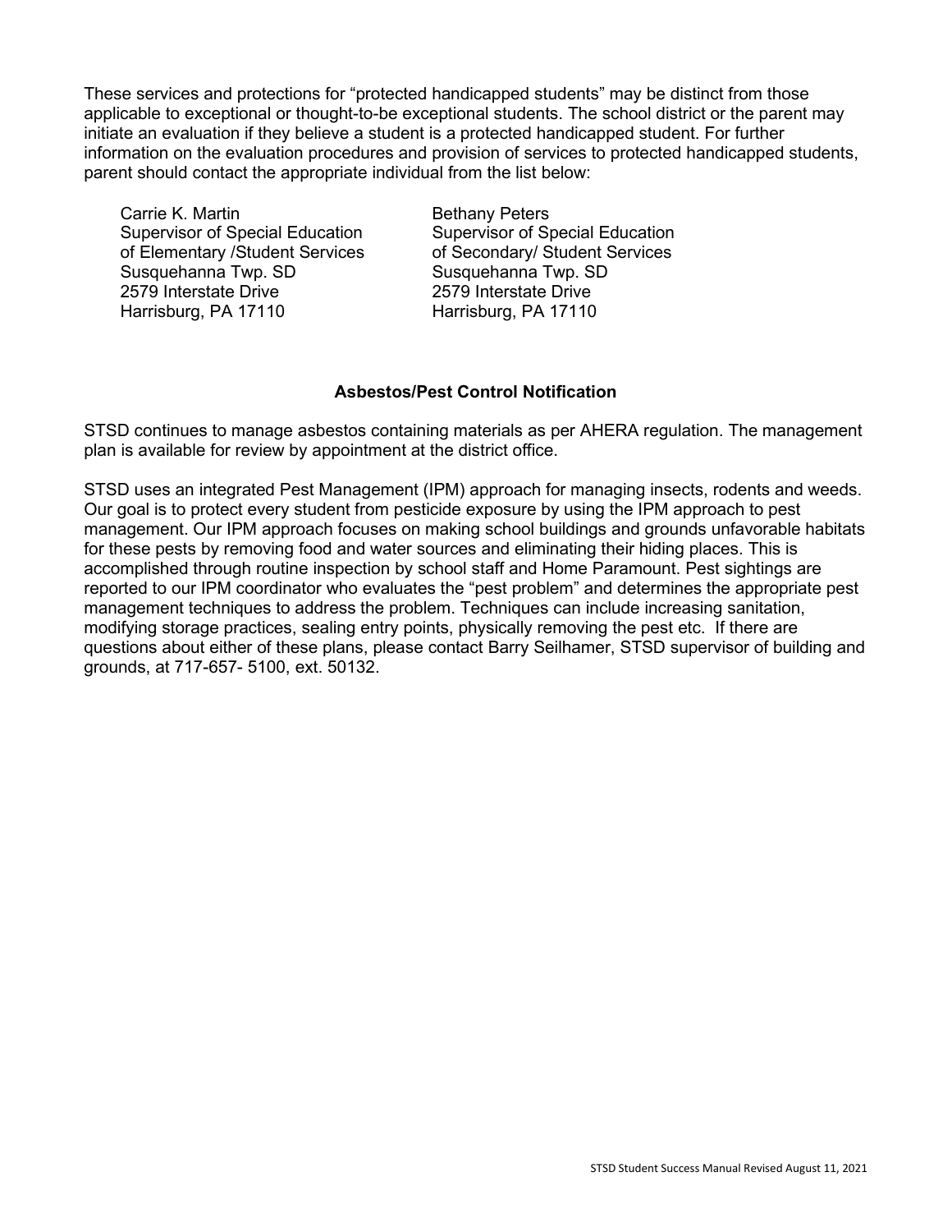These services and protections for "protected handicapped students" may be distinct from those applicable to exceptional or thought-to-be exceptional students. The school district or the parent may initiate an evaluation if they believe a student is a protected handicapped student. For further information on the evaluation procedures and provision of services to protected handicapped students, parent should contact the appropriate individual from the list below:

Carrie K. Martin
Supervisor of Special Education
of Elementary /Student Services
Susquehanna Twp. SD
2579 Interstate Drive
Harrisburg, PA 17110

Bethany Peters
Supervisor of Special Education
of Secondary/ Student Services
Susquehanna Twp. SD
2579 Interstate Drive
Harrisburg, PA 17110

## Asbestos/Pest Control Notification

STSD continues to manage asbestos containing materials as per AHERA regulation. The management plan is available for review by appointment at the district office.

STSD uses an integrated Pest Management (IPM) approach for managing insects, rodents and weeds. Our goal is to protect every student from pesticide exposure by using the IPM approach to pest management. Our IPM approach focuses on making school buildings and grounds unfavorable habitats for these pests by removing food and water sources and eliminating their hiding places. This is accomplished through routine inspection by school staff and Home Paramount. Pest sightings are reported to our IPM coordinator who evaluates the "pest problem" and determines the appropriate pest management techniques to address the problem. Techniques can include increasing sanitation, modifying storage practices, sealing entry points, physically removing the pest etc. If there are questions about either of these plans, please contact Barry Seilhamer, STSD supervisor of building and grounds, at 717-657- 5100, ext. 50132.